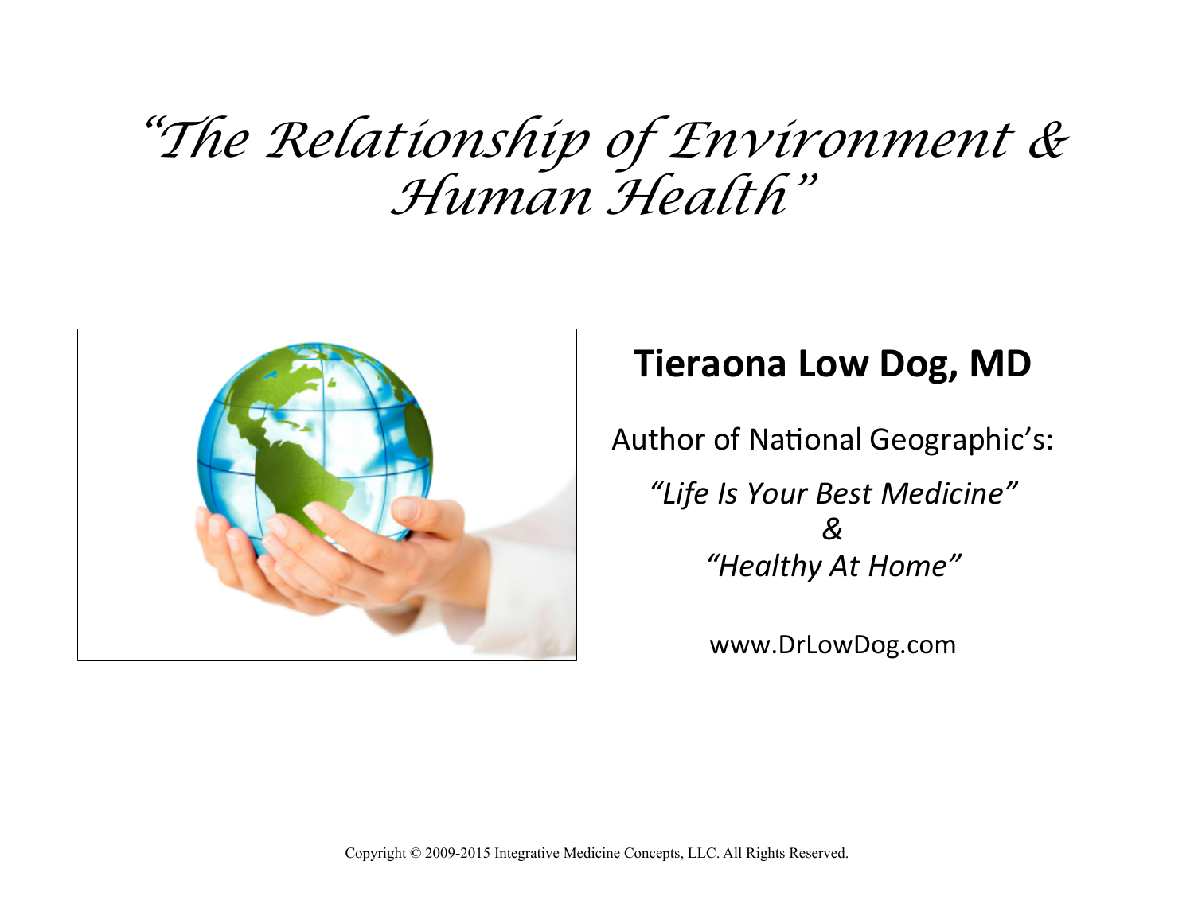# *"The Relationship of Environment & Human Health"*

**Tieraona Low Dog, MD**

Author of National Geographic's:

*"Life Is Your Best Medicine"*
*&*
*"Healthy At Home"*

www.DrLowDog.com

Copyright © 2009-2015 Integrative Medicine Concepts, LLC. All Rights Reserved.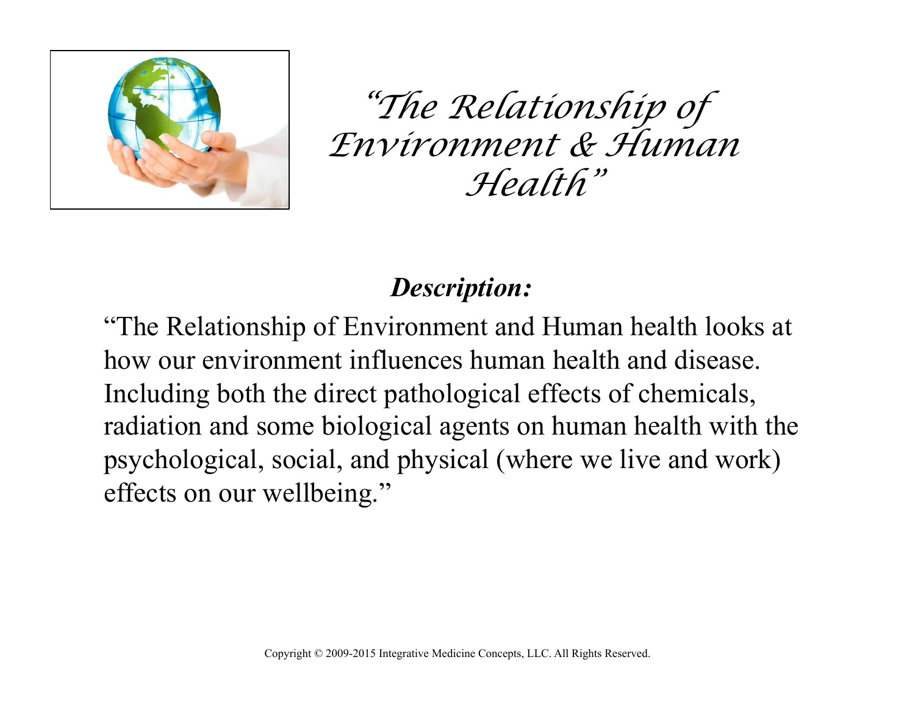# "The Relationship of Environment & Human Health"

***Description:***

"The Relationship of Environment and Human health looks at how our environment influences human health and disease. Including both the direct pathological effects of chemicals, radiation and some biological agents on human health with the psychological, social, and physical (where we live and work) effects on our wellbeing."

Copyright © 2009-2015 Integrative Medicine Concepts, LLC. All Rights Reserved.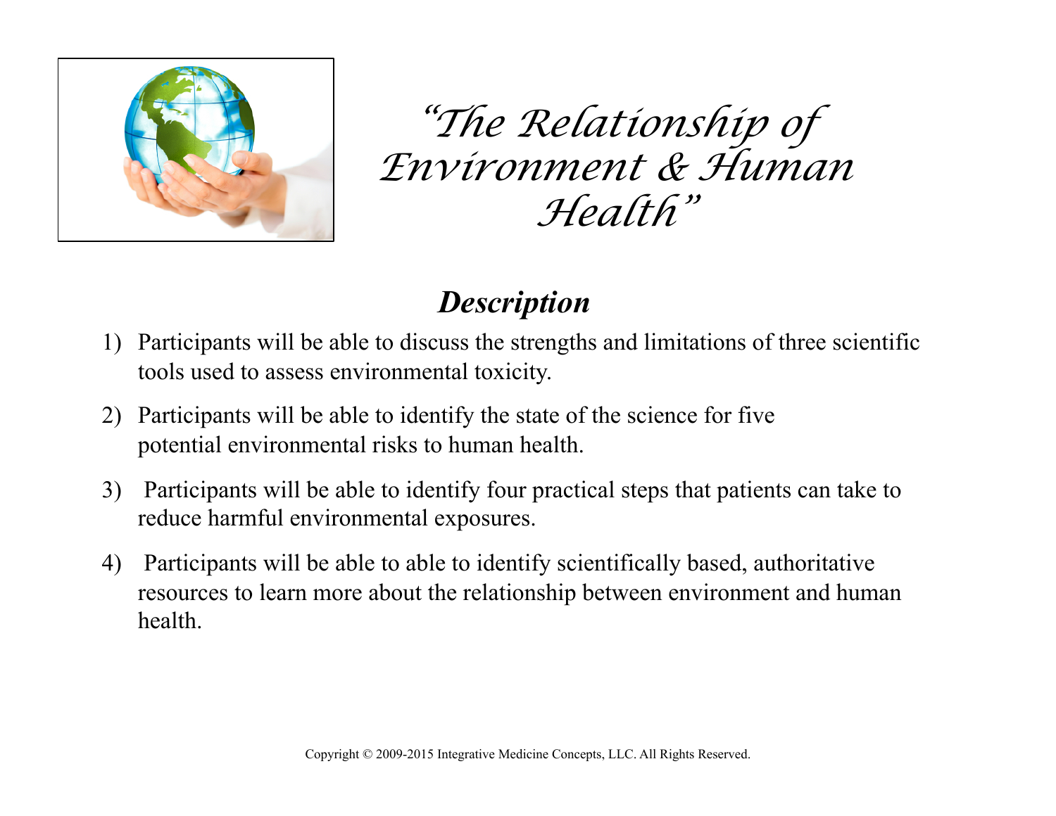# *"The Relationship of Environment & Human Health"*

## *Description*

1) Participants will be able to discuss the strengths and limitations of three scientific tools used to assess environmental toxicity.
2) Participants will be able to identify the state of the science for five potential environmental risks to human health.
3) Participants will be able to identify four practical steps that patients can take to reduce harmful environmental exposures.
4) Participants will be able to able to identify scientifically based, authoritative resources to learn more about the relationship between environment and human health.

Copyright © 2009-2015 Integrative Medicine Concepts, LLC. All Rights Reserved.